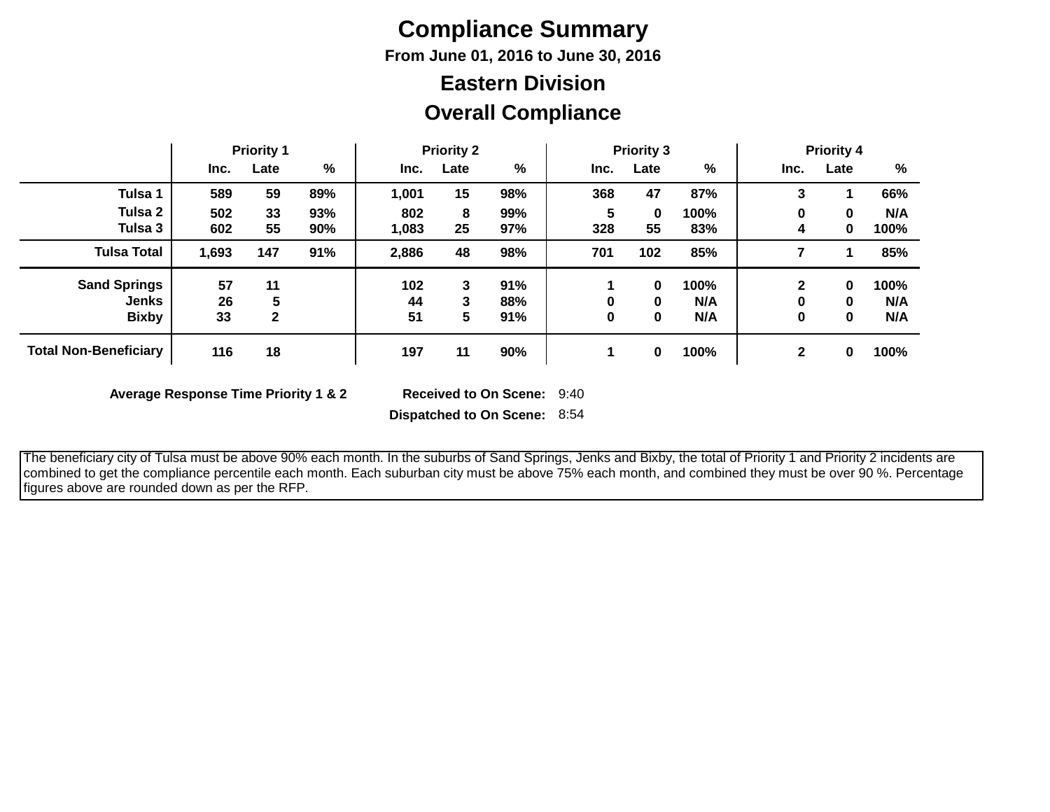# Compliance Summary

### From June 01, 2016 to June 30, 2016

## Eastern Division

## Overall Compliance

| | Priority 1 | | | Priority 2 | | | Priority 3 | | | Priority 4 | | |
|---|---|---|---|---|---|---|---|---|---|---|---|---|
| | Inc. | Late | % | Inc. | Late | % | Inc. | Late | % | Inc. | Late | % |
| **Tulsa 1** | 589 | 59 | 89% | 1,001 | 15 | 98% | 368 | 47 | 87% | 3 | 1 | 66% |
| **Tulsa 2** | 502 | 33 | 93% | 802 | 8 | 99% | 5 | 0 | 100% | 0 | 0 | N/A |
| **Tulsa 3** | 602 | 55 | 90% | 1,083 | 25 | 97% | 328 | 55 | 83% | 4 | 0 | 100% |
| **Tulsa Total** | 1,693 | 147 | 91% | 2,886 | 48 | 98% | 701 | 102 | 85% | 7 | 1 | 85% |
| **Sand Springs** | 57 | 11 | | 102 | 3 | 91% | 1 | 0 | 100% | 2 | 0 | 100% |
| **Jenks** | 26 | 5 | | 44 | 3 | 88% | 0 | 0 | N/A | 0 | 0 | N/A |
| **Bixby** | 33 | 2 | | 51 | 5 | 91% | 0 | 0 | N/A | 0 | 0 | N/A |
| **Total Non-Beneficiary** | 116 | 18 | | 197 | 11 | 90% | 1 | 0 | 100% | 2 | 0 | 100% |

**Average Response Time Priority 1 & 2**

**Received to On Scene:** 9:40

**Dispatched to On Scene:** 8:54

The beneficiary city of Tulsa must be above 90% each month. In the suburbs of Sand Springs, Jenks and Bixby, the total of Priority 1 and Priority 2 incidents are combined to get the compliance percentile each month. Each suburban city must be above 75% each month, and combined they must be over 90 %. Percentage figures above are rounded down as per the RFP.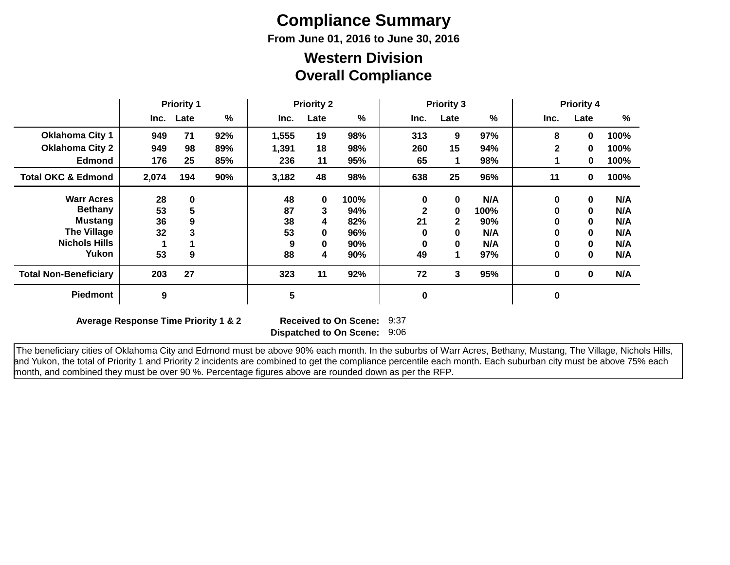# Compliance Summary

**From June 01, 2016 to June 30, 2016**

## Western Division
## Overall Compliance

| | Priority 1 | | | Priority 2 | | | Priority 3 | | | Priority 4 | | |
|---|---|---|---|---|---|---|---|---|---|---|---|---|
| | Inc. | Late | % | Inc. | Late | % | Inc. | Late | % | Inc. | Late | % |
| **Oklahoma City 1** | 949 | 71 | 92% | 1,555 | 19 | 98% | 313 | 9 | 97% | 8 | 0 | 100% |
| **Oklahoma City 2** | 949 | 98 | 89% | 1,391 | 18 | 98% | 260 | 15 | 94% | 2 | 0 | 100% |
| **Edmond** | 176 | 25 | 85% | 236 | 11 | 95% | 65 | 1 | 98% | 1 | 0 | 100% |
| **Total OKC & Edmond** | 2,074 | 194 | 90% | 3,182 | 48 | 98% | 638 | 25 | 96% | 11 | 0 | 100% |
| **Warr Acres** | 28 | 0 | | 48 | 0 | 100% | 0 | 0 | N/A | 0 | 0 | N/A |
| **Bethany** | 53 | 5 | | 87 | 3 | 94% | 2 | 0 | 100% | 0 | 0 | N/A |
| **Mustang** | 36 | 9 | | 38 | 4 | 82% | 21 | 2 | 90% | 0 | 0 | N/A |
| **The Village** | 32 | 3 | | 53 | 0 | 96% | 0 | 0 | N/A | 0 | 0 | N/A |
| **Nichols Hills** | 1 | 1 | | 9 | 0 | 90% | 0 | 0 | N/A | 0 | 0 | N/A |
| **Yukon** | 53 | 9 | | 88 | 4 | 90% | 49 | 1 | 97% | 0 | 0 | N/A |
| **Total Non-Beneficiary** | 203 | 27 | | 323 | 11 | 92% | 72 | 3 | 95% | 0 | 0 | N/A |
| **Piedmont** | 9 | | | 5 | | | 0 | | | 0 | | |

**Average Response Time Priority 1 & 2**

**Received to On Scene:** 9:37

**Dispatched to On Scene:** 9:06

The beneficiary cities of Oklahoma City and Edmond must be above 90% each month. In the suburbs of Warr Acres, Bethany, Mustang, The Village, Nichols Hills, and Yukon, the total of Priority 1 and Priority 2 incidents are combined to get the compliance percentile each month. Each suburban city must be above 75% each month, and combined they must be over 90 %. Percentage figures above are rounded down as per the RFP.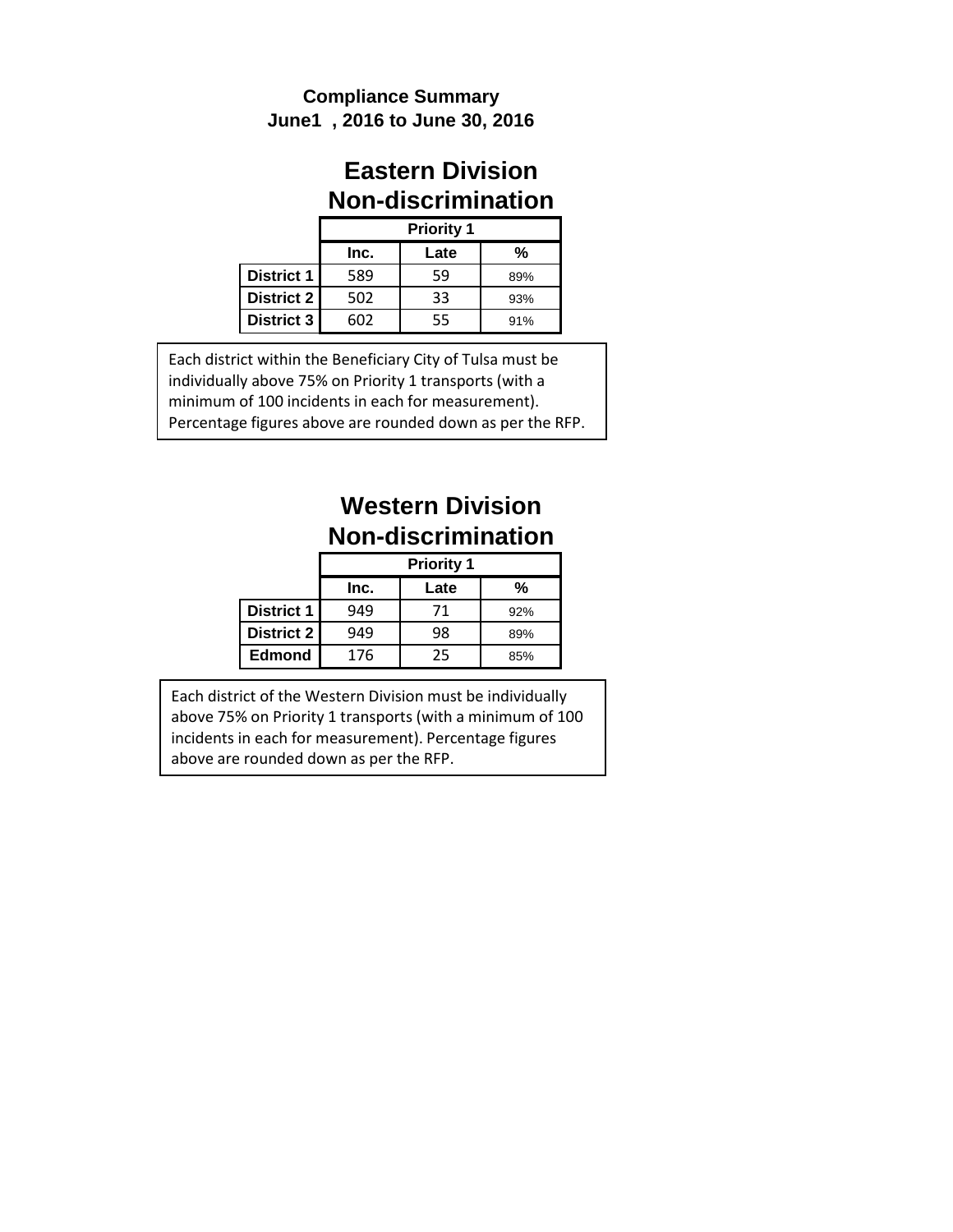**Compliance Summary**
**June1 , 2016 to June 30, 2016**

## Eastern Division
## Non-discrimination

| | Priority 1 | | |
|---|---|---|---|
| | **Inc.** | **Late** | **%** |
| **District 1** | 589 | 59 | 89% |
| **District 2** | 502 | 33 | 93% |
| **District 3** | 602 | 55 | 91% |

Each district within the Beneficiary City of Tulsa must be individually above 75% on Priority 1 transports (with a minimum of 100 incidents in each for measurement). Percentage figures above are rounded down as per the RFP.

## Western Division
## Non-discrimination

| | Priority 1 | | |
|---|---|---|---|
| | **Inc.** | **Late** | **%** |
| **District 1** | 949 | 71 | 92% |
| **District 2** | 949 | 98 | 89% |
| **Edmond** | 176 | 25 | 85% |

Each district of the Western Division must be individually above 75% on Priority 1 transports (with a minimum of 100 incidents in each for measurement). Percentage figures above are rounded down as per the RFP.